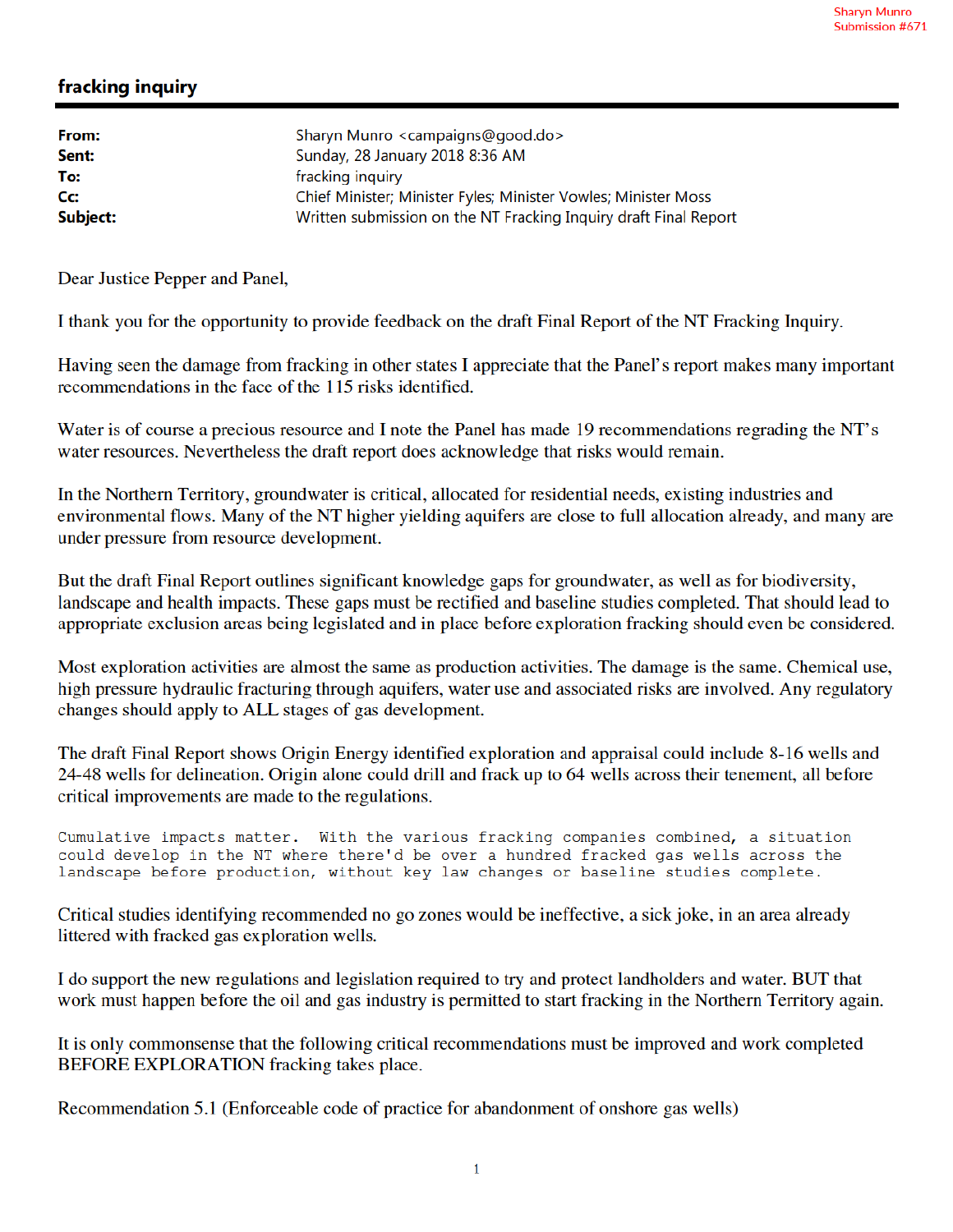Sharyn Munro
Submission #671

# fracking inquiry

| | |
|---|---|
| **From:** | Sharyn Munro <campaigns@good.do> |
| **Sent:** | Sunday, 28 January 2018 8:36 AM |
| **To:** | fracking inquiry |
| **Cc:** | Chief Minister; Minister Fyles; Minister Vowles; Minister Moss |
| **Subject:** | Written submission on the NT Fracking Inquiry draft Final Report |

Dear Justice Pepper and Panel,

I thank you for the opportunity to provide feedback on the draft Final Report of the NT Fracking Inquiry.

Having seen the damage from fracking in other states I appreciate that the Panel's report makes many important recommendations in the face of the 115 risks identified.

Water is of course a precious resource and I note the Panel has made 19 recommendations regrading the NT's water resources. Nevertheless the draft report does acknowledge that risks would remain.

In the Northern Territory, groundwater is critical, allocated for residential needs, existing industries and environmental flows. Many of the NT higher yielding aquifers are close to full allocation already, and many are under pressure from resource development.

But the draft Final Report outlines significant knowledge gaps for groundwater, as well as for biodiversity, landscape and health impacts. These gaps must be rectified and baseline studies completed. That should lead to appropriate exclusion areas being legislated and in place before exploration fracking should even be considered.

Most exploration activities are almost the same as production activities. The damage is the same. Chemical use, high pressure hydraulic fracturing through aquifers, water use and associated risks are involved. Any regulatory changes should apply to ALL stages of gas development.

The draft Final Report shows Origin Energy identified exploration and appraisal could include 8-16 wells and 24-48 wells for delineation. Origin alone could drill and frack up to 64 wells across their tenement, all before critical improvements are made to the regulations.

Cumulative impacts matter. With the various fracking companies combined, a situation could develop in the NT where there'd be over a hundred fracked gas wells across the landscape before production, without key law changes or baseline studies complete.

Critical studies identifying recommended no go zones would be ineffective, a sick joke, in an area already littered with fracked gas exploration wells.

I do support the new regulations and legislation required to try and protect landholders and water. BUT that work must happen before the oil and gas industry is permitted to start fracking in the Northern Territory again.

It is only commonsense that the following critical recommendations must be improved and work completed BEFORE EXPLORATION fracking takes place.

Recommendation 5.1 (Enforceable code of practice for abandonment of onshore gas wells)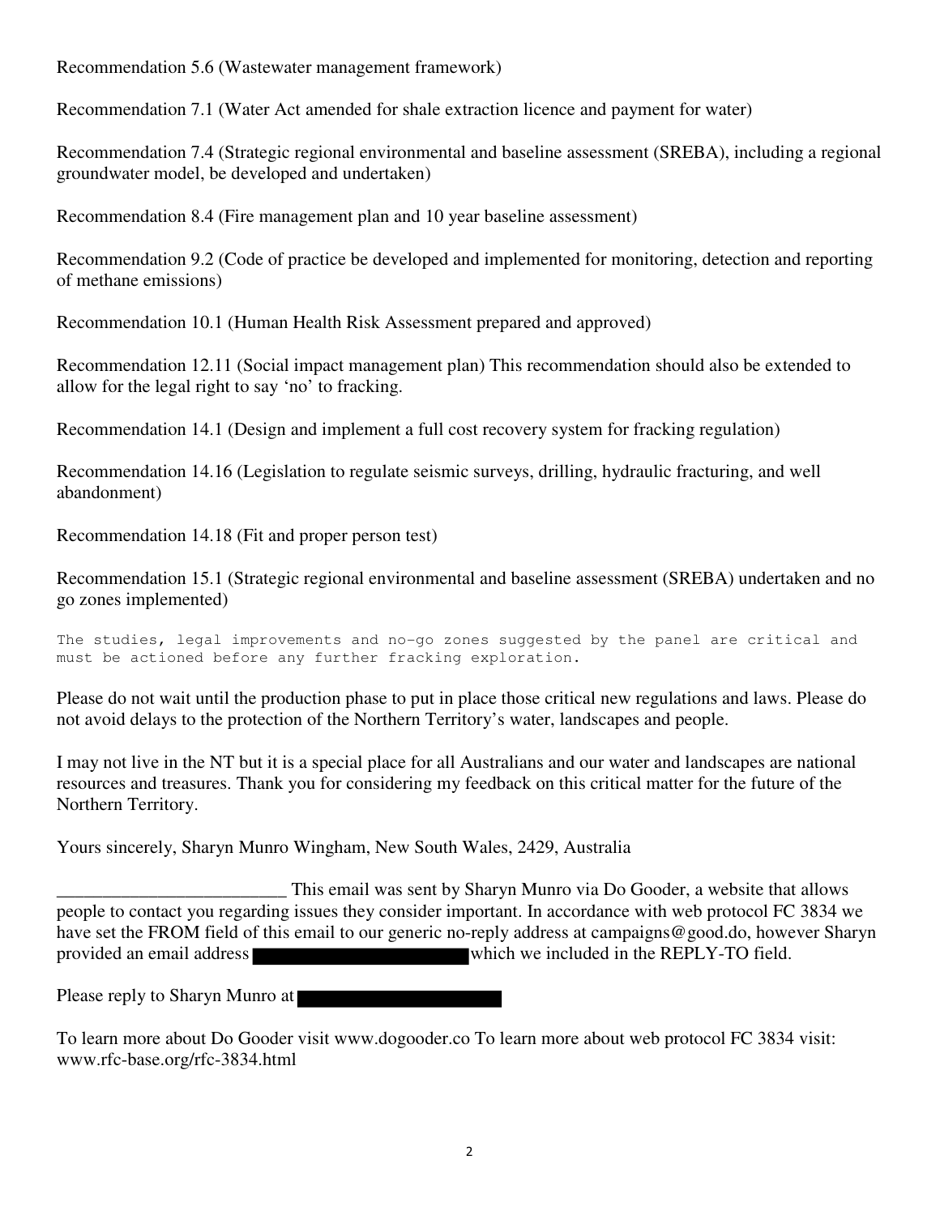Recommendation 5.6 (Wastewater management framework)

Recommendation 7.1 (Water Act amended for shale extraction licence and payment for water)

Recommendation 7.4 (Strategic regional environmental and baseline assessment (SREBA), including a regional groundwater model, be developed and undertaken)

Recommendation 8.4 (Fire management plan and 10 year baseline assessment)

Recommendation 9.2 (Code of practice be developed and implemented for monitoring, detection and reporting of methane emissions)

Recommendation 10.1 (Human Health Risk Assessment prepared and approved)

Recommendation 12.11 (Social impact management plan) This recommendation should also be extended to allow for the legal right to say 'no' to fracking.

Recommendation 14.1 (Design and implement a full cost recovery system for fracking regulation)

Recommendation 14.16 (Legislation to regulate seismic surveys, drilling, hydraulic fracturing, and well abandonment)

Recommendation 14.18 (Fit and proper person test)

Recommendation 15.1 (Strategic regional environmental and baseline assessment (SREBA) undertaken and no go zones implemented)

The studies, legal improvements and no-go zones suggested by the panel are critical and must be actioned before any further fracking exploration.

Please do not wait until the production phase to put in place those critical new regulations and laws. Please do not avoid delays to the protection of the Northern Territory's water, landscapes and people.

I may not live in the NT but it is a special place for all Australians and our water and landscapes are national resources and treasures. Thank you for considering my feedback on this critical matter for the future of the Northern Territory.

Yours sincerely, Sharyn Munro Wingham, New South Wales, 2429, Australia

_________________________ This email was sent by Sharyn Munro via Do Gooder, a website that allows people to contact you regarding issues they consider important. In accordance with web protocol FC 3834 we have set the FROM field of this email to our generic no-reply address at campaigns@good.do, however Sharyn provided an email address [redacted] which we included in the REPLY-TO field.

Please reply to Sharyn Munro at [redacted]

To learn more about Do Gooder visit www.dogooder.co To learn more about web protocol FC 3834 visit: www.rfc-base.org/rfc-3834.html